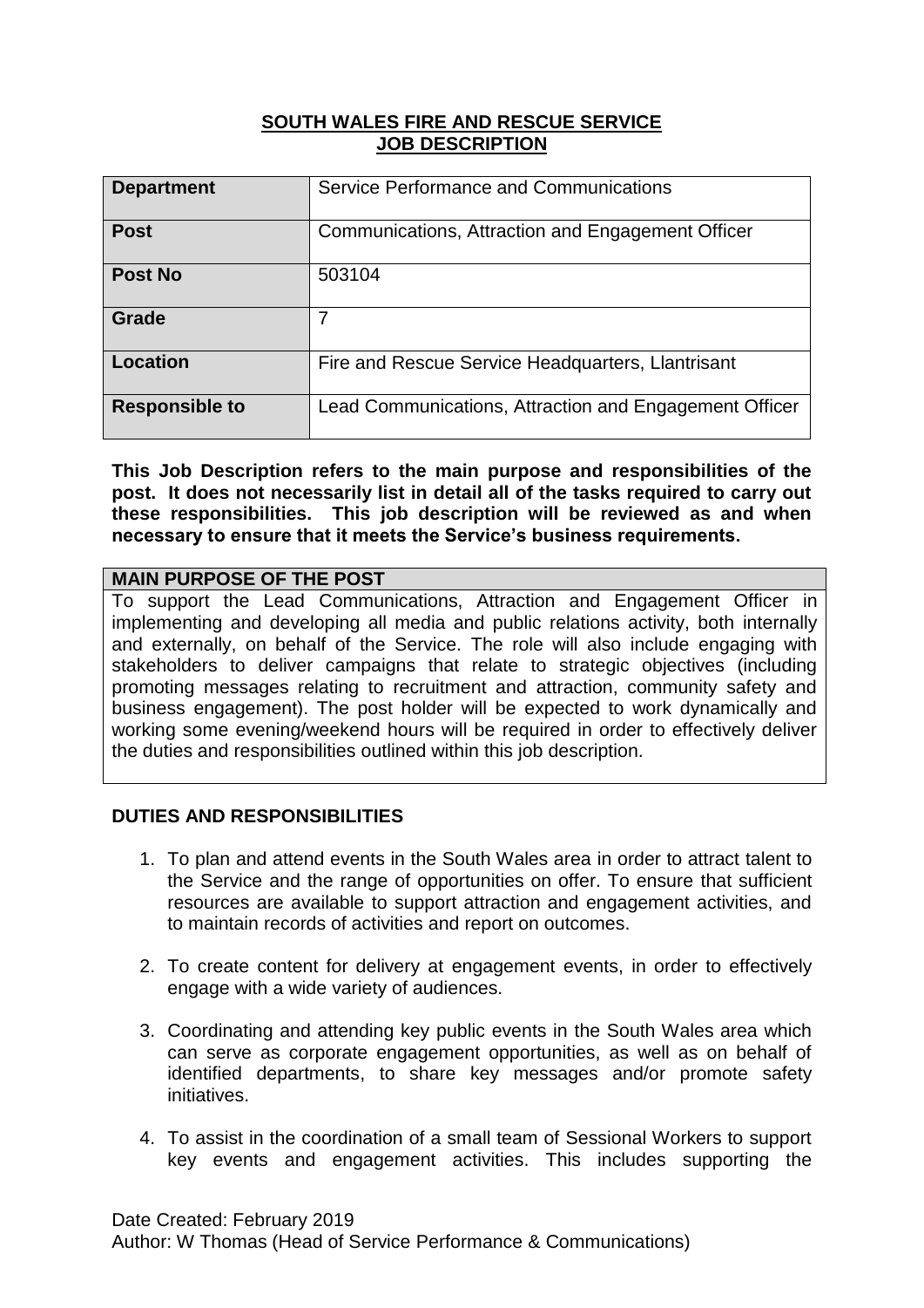**SOUTH WALES FIRE AND RESCUE SERVICE**
**JOB DESCRIPTION**

| **Department** | Service Performance and Communications |
|---|---|
| **Post** | Communications, Attraction and Engagement Officer |
| **Post No** | 503104 |
| **Grade** | 7 |
| **Location** | Fire and Rescue Service Headquarters, Llantrisant |
| **Responsible to** | Lead Communications, Attraction and Engagement Officer |

**This Job Description refers to the main purpose and responsibilities of the post. It does not necessarily list in detail all of the tasks required to carry out these responsibilities. This job description will be reviewed as and when necessary to ensure that it meets the Service's business requirements.**

**MAIN PURPOSE OF THE POST**

To support the Lead Communications, Attraction and Engagement Officer in implementing and developing all media and public relations activity, both internally and externally, on behalf of the Service. The role will also include engaging with stakeholders to deliver campaigns that relate to strategic objectives (including promoting messages relating to recruitment and attraction, community safety and business engagement). The post holder will be expected to work dynamically and working some evening/weekend hours will be required in order to effectively deliver the duties and responsibilities outlined within this job description.

**DUTIES AND RESPONSIBILITIES**

1. To plan and attend events in the South Wales area in order to attract talent to the Service and the range of opportunities on offer. To ensure that sufficient resources are available to support attraction and engagement activities, and to maintain records of activities and report on outcomes.

2. To create content for delivery at engagement events, in order to effectively engage with a wide variety of audiences.

3. Coordinating and attending key public events in the South Wales area which can serve as corporate engagement opportunities, as well as on behalf of identified departments, to share key messages and/or promote safety initiatives.

4. To assist in the coordination of a small team of Sessional Workers to support key events and engagement activities. This includes supporting the

Date Created: February 2019
Author: W Thomas (Head of Service Performance & Communications)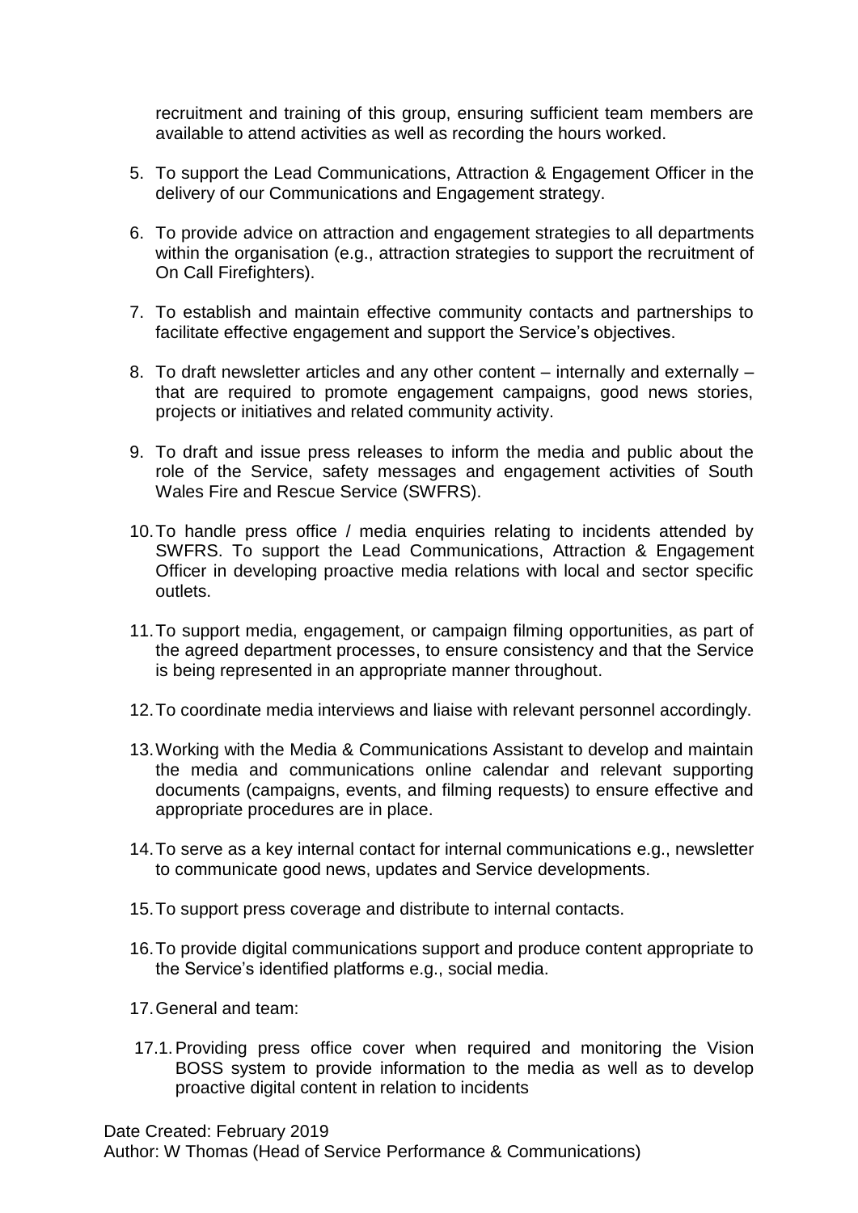recruitment and training of this group, ensuring sufficient team members are available to attend activities as well as recording the hours worked.

5. To support the Lead Communications, Attraction & Engagement Officer in the delivery of our Communications and Engagement strategy.

6. To provide advice on attraction and engagement strategies to all departments within the organisation (e.g., attraction strategies to support the recruitment of On Call Firefighters).

7. To establish and maintain effective community contacts and partnerships to facilitate effective engagement and support the Service's objectives.

8. To draft newsletter articles and any other content – internally and externally – that are required to promote engagement campaigns, good news stories, projects or initiatives and related community activity.

9. To draft and issue press releases to inform the media and public about the role of the Service, safety messages and engagement activities of South Wales Fire and Rescue Service (SWFRS).

10. To handle press office / media enquiries relating to incidents attended by SWFRS. To support the Lead Communications, Attraction & Engagement Officer in developing proactive media relations with local and sector specific outlets.

11. To support media, engagement, or campaign filming opportunities, as part of the agreed department processes, to ensure consistency and that the Service is being represented in an appropriate manner throughout.

12. To coordinate media interviews and liaise with relevant personnel accordingly.

13. Working with the Media & Communications Assistant to develop and maintain the media and communications online calendar and relevant supporting documents (campaigns, events, and filming requests) to ensure effective and appropriate procedures are in place.

14. To serve as a key internal contact for internal communications e.g., newsletter to communicate good news, updates and Service developments.

15. To support press coverage and distribute to internal contacts.

16. To provide digital communications support and produce content appropriate to the Service's identified platforms e.g., social media.

17. General and team:

    17.1. Providing press office cover when required and monitoring the Vision BOSS system to provide information to the media as well as to develop proactive digital content in relation to incidents

Date Created: February 2019
Author: W Thomas (Head of Service Performance & Communications)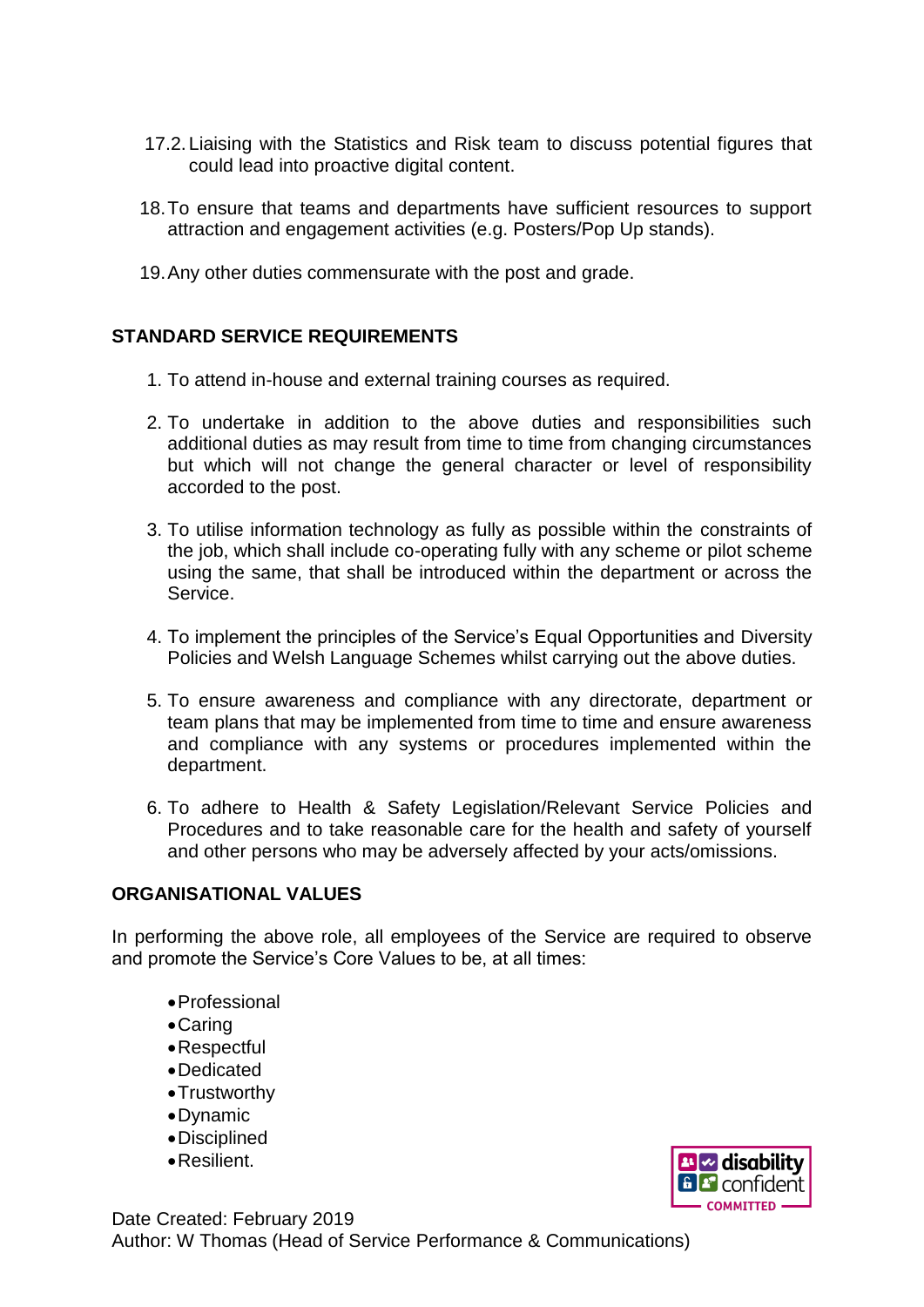17.2. Liaising with the Statistics and Risk team to discuss potential figures that could lead into proactive digital content.

18. To ensure that teams and departments have sufficient resources to support attraction and engagement activities (e.g. Posters/Pop Up stands).

19. Any other duties commensurate with the post and grade.

## STANDARD SERVICE REQUIREMENTS

1. To attend in-house and external training courses as required.

2. To undertake in addition to the above duties and responsibilities such additional duties as may result from time to time from changing circumstances but which will not change the general character or level of responsibility accorded to the post.

3. To utilise information technology as fully as possible within the constraints of the job, which shall include co-operating fully with any scheme or pilot scheme using the same, that shall be introduced within the department or across the Service.

4. To implement the principles of the Service's Equal Opportunities and Diversity Policies and Welsh Language Schemes whilst carrying out the above duties.

5. To ensure awareness and compliance with any directorate, department or team plans that may be implemented from time to time and ensure awareness and compliance with any systems or procedures implemented within the department.

6. To adhere to Health & Safety Legislation/Relevant Service Policies and Procedures and to take reasonable care for the health and safety of yourself and other persons who may be adversely affected by your acts/omissions.

## ORGANISATIONAL VALUES

In performing the above role, all employees of the Service are required to observe and promote the Service's Core Values to be, at all times:

- Professional
- Caring
- Respectful
- Dedicated
- Trustworthy
- Dynamic
- Disciplined
- Resilient.

disability confident COMMITTED

Date Created: February 2019
Author: W Thomas (Head of Service Performance & Communications)